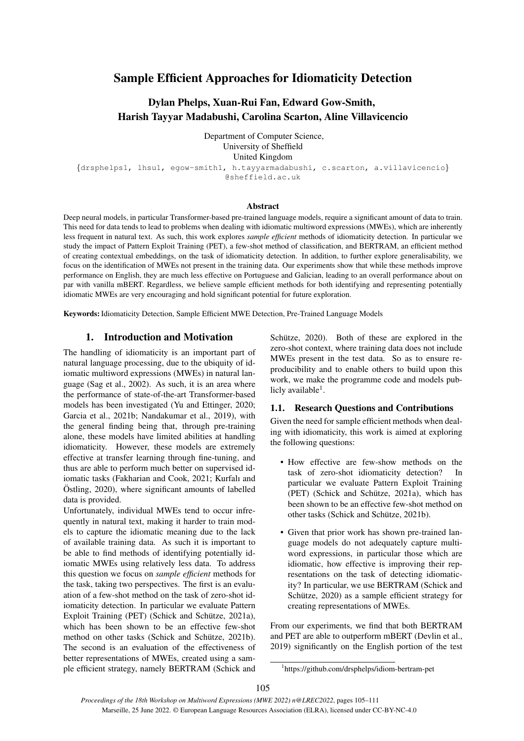# Sample Efficient Approaches for Idiomaticity Detection

**Dylan Phelps, Xuan-Rui Fan, Edward Gow-Smith, Harish Tayyar Madabushi, Carolina Scarton, Aline Villavicencio**

Department of Computer Science,
University of Sheffield
United Kingdom

{drsphelps1, lhsu1, egow-smith1, h.tayyarmadabushi, c.scarton, a.villavicencio}@sheffield.ac.uk

## Abstract

Deep neural models, in particular Transformer-based pre-trained language models, require a significant amount of data to train. This need for data tends to lead to problems when dealing with idiomatic multiword expressions (MWEs), which are inherently less frequent in natural text. As such, this work explores *sample efficient* methods of idiomaticity detection. In particular we study the impact of Pattern Exploit Training (PET), a few-shot method of classification, and BERTRAM, an efficient method of creating contextual embeddings, on the task of idiomaticity detection. In addition, to further explore generalisability, we focus on the identification of MWEs not present in the training data. Our experiments show that while these methods improve performance on English, they are much less effective on Portuguese and Galician, leading to an overall performance about on par with vanilla mBERT. Regardless, we believe sample efficient methods for both identifying and representing potentially idiomatic MWEs are very encouraging and hold significant potential for future exploration.

**Keywords:** Idiomaticity Detection, Sample Efficient MWE Detection, Pre-Trained Language Models

## 1. Introduction and Motivation

The handling of idiomaticity is an important part of natural language processing, due to the ubiquity of idiomatic multiword expressions (MWEs) in natural language (Sag et al., 2002). As such, it is an area where the performance of state-of-the-art Transformer-based models has been investigated (Yu and Ettinger, 2020; Garcia et al., 2021b; Nandakumar et al., 2019), with the general finding being that, through pre-training alone, these models have limited abilities at handling idiomaticity. However, these models are extremely effective at transfer learning through fine-tuning, and thus are able to perform much better on supervised idiomatic tasks (Fakharian and Cook, 2021; Kurfalı and Östling, 2020), where significant amounts of labelled data is provided.

Unfortunately, individual MWEs tend to occur infrequently in natural text, making it harder to train models to capture the idiomatic meaning due to the lack of available training data. As such it is important to be able to find methods of identifying potentially idiomatic MWEs using relatively less data. To address this question we focus on *sample efficient* methods for the task, taking two perspectives. The first is an evaluation of a few-shot method on the task of zero-shot idiomaticity detection. In particular we evaluate Pattern Exploit Training (PET) (Schick and Schütze, 2021a), which has been shown to be an effective few-shot method on other tasks (Schick and Schütze, 2021b). The second is an evaluation of the effectiveness of better representations of MWEs, created using a sample efficient strategy, namely BERTRAM (Schick and Schütze, 2020). Both of these are explored in the zero-shot context, where training data does not include MWEs present in the test data. So as to ensure reproducibility and to enable others to build upon this work, we make the programme code and models publicly available[1].

### 1.1. Research Questions and Contributions

Given the need for sample efficient methods when dealing with idiomaticity, this work is aimed at exploring the following questions:

- How effective are few-show methods on the task of zero-shot idiomaticity detection? In particular we evaluate Pattern Exploit Training (PET) (Schick and Schütze, 2021a), which has been shown to be an effective few-shot method on other tasks (Schick and Schütze, 2021b).
- Given that prior work has shown pre-trained language models do not adequately capture multiword expressions, in particular those which are idiomatic, how effective is improving their representations on the task of detecting idiomaticity? In particular, we use BERTRAM (Schick and Schütze, 2020) as a sample efficient strategy for creating representations of MWEs.

From our experiments, we find that both BERTRAM and PET are able to outperform mBERT (Devlin et al., 2019) significantly on the English portion of the test

[1] https://github.com/drsphelps/idiom-bertram-pet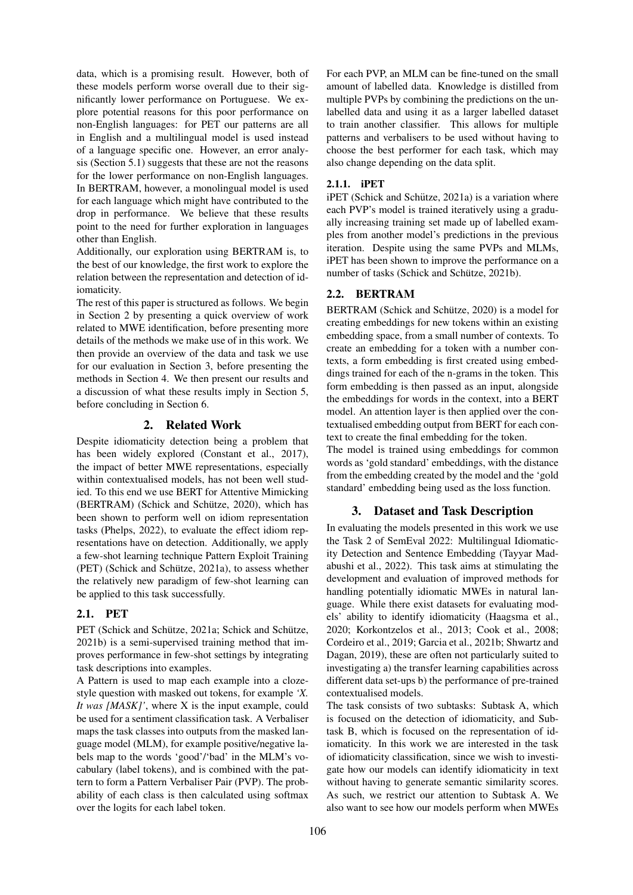data, which is a promising result. However, both of these models perform worse overall due to their significantly lower performance on Portuguese. We explore potential reasons for this poor performance on non-English languages: for PET our patterns are all in English and a multilingual model is used instead of a language specific one. However, an error analysis (Section 5.1) suggests that these are not the reasons for the lower performance on non-English languages. In BERTRAM, however, a monolingual model is used for each language which might have contributed to the drop in performance. We believe that these results point to the need for further exploration in languages other than English.

Additionally, our exploration using BERTRAM is, to the best of our knowledge, the first work to explore the relation between the representation and detection of idiomaticity.

The rest of this paper is structured as follows. We begin in Section 2 by presenting a quick overview of work related to MWE identification, before presenting more details of the methods we make use of in this work. We then provide an overview of the data and task we use for our evaluation in Section 3, before presenting the methods in Section 4. We then present our results and a discussion of what these results imply in Section 5, before concluding in Section 6.

## 2. Related Work

Despite idiomaticity detection being a problem that has been widely explored (Constant et al., 2017), the impact of better MWE representations, especially within contextualised models, has not been well studied. To this end we use BERT for Attentive Mimicking (BERTRAM) (Schick and Schütze, 2020), which has been shown to perform well on idiom representation tasks (Phelps, 2022), to evaluate the effect idiom representations have on detection. Additionally, we apply a few-shot learning technique Pattern Exploit Training (PET) (Schick and Schütze, 2021a), to assess whether the relatively new paradigm of few-shot learning can be applied to this task successfully.

### 2.1. PET

PET (Schick and Schütze, 2021a; Schick and Schütze, 2021b) is a semi-supervised training method that improves performance in few-shot settings by integrating task descriptions into examples.

A Pattern is used to map each example into a cloze-style question with masked out tokens, for example *'X. It was [MASK]'*, where X is the input example, could be used for a sentiment classification task. A Verbaliser maps the task classes into outputs from the masked language model (MLM), for example positive/negative labels map to the words 'good'/'bad' in the MLM's vocabulary (label tokens), and is combined with the pattern to form a Pattern Verbaliser Pair (PVP). The probability of each class is then calculated using softmax over the logits for each label token.

For each PVP, an MLM can be fine-tuned on the small amount of labelled data. Knowledge is distilled from multiple PVPs by combining the predictions on the unlabelled data and using it as a larger labelled dataset to train another classifier. This allows for multiple patterns and verbalisers to be used without having to choose the best performer for each task, which may also change depending on the data split.

#### 2.1.1. iPET

iPET (Schick and Schütze, 2021a) is a variation where each PVP's model is trained iteratively using a gradually increasing training set made up of labelled examples from another model's predictions in the previous iteration. Despite using the same PVPs and MLMs, iPET has been shown to improve the performance on a number of tasks (Schick and Schütze, 2021b).

### 2.2. BERTRAM

BERTRAM (Schick and Schütze, 2020) is a model for creating embeddings for new tokens within an existing embedding space, from a small number of contexts. To create an embedding for a token with a number contexts, a form embedding is first created using embeddings trained for each of the n-grams in the token. This form embedding is then passed as an input, alongside the embeddings for words in the context, into a BERT model. An attention layer is then applied over the contextualised embedding output from BERT for each context to create the final embedding for the token.

The model is trained using embeddings for common words as 'gold standard' embeddings, with the distance from the embedding created by the model and the 'gold standard' embedding being used as the loss function.

## 3. Dataset and Task Description

In evaluating the models presented in this work we use the Task 2 of SemEval 2022: Multilingual Idiomaticity Detection and Sentence Embedding (Tayyar Madabushi et al., 2022). This task aims at stimulating the development and evaluation of improved methods for handling potentially idiomatic MWEs in natural language. While there exist datasets for evaluating models' ability to identify idiomaticity (Haagsma et al., 2020; Korkontzelos et al., 2013; Cook et al., 2008; Cordeiro et al., 2019; Garcia et al., 2021b; Shwartz and Dagan, 2019), these are often not particularly suited to investigating a) the transfer learning capabilities across different data set-ups b) the performance of pre-trained contextualised models.

The task consists of two subtasks: Subtask A, which is focused on the detection of idiomaticity, and Subtask B, which is focused on the representation of idiomaticity. In this work we are interested in the task of idiomaticity classification, since we wish to investigate how our models can identify idiomaticity in text without having to generate semantic similarity scores. As such, we restrict our attention to Subtask A. We also want to see how our models perform when MWEs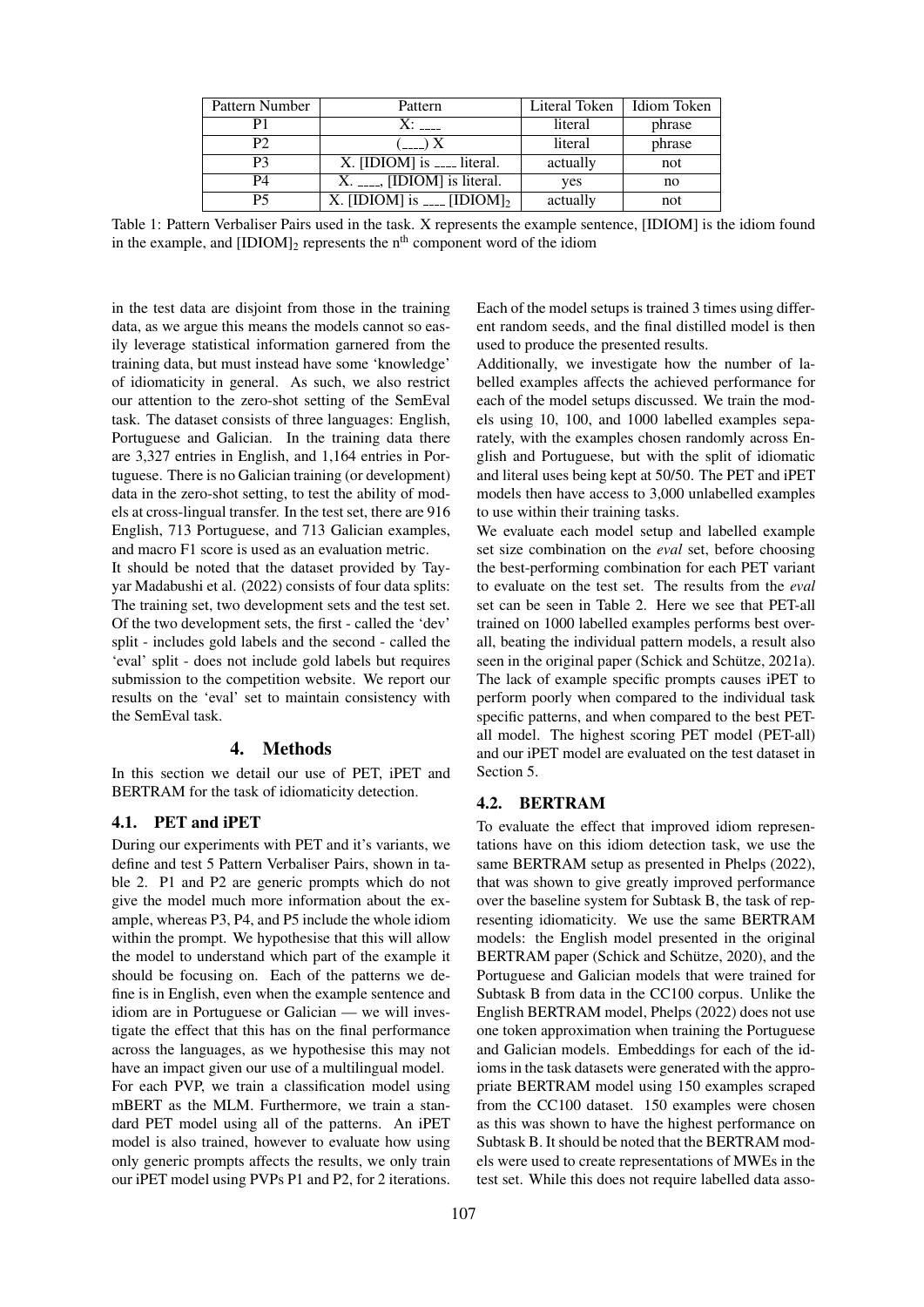| Pattern Number | Pattern | Literal Token | Idiom Token |
|---|---|---|---|
| P1 | X: ____ | literal | phrase |
| P2 | (____) X | literal | phrase |
| P3 | X. [IDIOM] is ____ literal. | actually | not |
| P4 | X. ____, [IDIOM] is literal. | yes | no |
| P5 | X. [IDIOM] is ____ $[\text{IDIOM}]_2$ | actually | not |

Table 1: Pattern Verbaliser Pairs used in the task. X represents the example sentence, [IDIOM] is the idiom found in the example, and $[\text{IDIOM}]_2$ represents the $n^{\text{th}}$ component word of the idiom

in the test data are disjoint from those in the training data, as we argue this means the models cannot so easily leverage statistical information garnered from the training data, but must instead have some 'knowledge' of idiomaticity in general. As such, we also restrict our attention to the zero-shot setting of the SemEval task. The dataset consists of three languages: English, Portuguese and Galician. In the training data there are 3,327 entries in English, and 1,164 entries in Portuguese. There is no Galician training (or development) data in the zero-shot setting, to test the ability of models at cross-lingual transfer. In the test set, there are 916 English, 713 Portuguese, and 713 Galician examples, and macro F1 score is used as an evaluation metric.

It should be noted that the dataset provided by Tayyar Madabushi et al. (2022) consists of four data splits: The training set, two development sets and the test set. Of the two development sets, the first - called the 'dev' split - includes gold labels and the second - called the 'eval' split - does not include gold labels but requires submission to the competition website. We report our results on the 'eval' set to maintain consistency with the SemEval task.

# 4. Methods

In this section we detail our use of PET, iPET and BERTRAM for the task of idiomaticity detection.

## 4.1. PET and iPET

During our experiments with PET and it's variants, we define and test 5 Pattern Verbaliser Pairs, shown in table 2. P1 and P2 are generic prompts which do not give the model much more information about the example, whereas P3, P4, and P5 include the whole idiom within the prompt. We hypothesise that this will allow the model to understand which part of the example it should be focusing on. Each of the patterns we define is in English, even when the example sentence and idiom are in Portuguese or Galician — we will investigate the effect that this has on the final performance across the languages, as we hypothesise this may not have an impact given our use of a multilingual model.

For each PVP, we train a classification model using mBERT as the MLM. Furthermore, we train a standard PET model using all of the patterns. An iPET model is also trained, however to evaluate how using only generic prompts affects the results, we only train our iPET model using PVPs P1 and P2, for 2 iterations. Each of the model setups is trained 3 times using different random seeds, and the final distilled model is then used to produce the presented results.

Additionally, we investigate how the number of labelled examples affects the achieved performance for each of the model setups discussed. We train the models using 10, 100, and 1000 labelled examples separately, with the examples chosen randomly across English and Portuguese, but with the split of idiomatic and literal uses being kept at 50/50. The PET and iPET models then have access to 3,000 unlabelled examples to use within their training tasks.

We evaluate each model setup and labelled example set size combination on the *eval* set, before choosing the best-performing combination for each PET variant to evaluate on the test set. The results from the *eval* set can be seen in Table 2. Here we see that PET-all trained on 1000 labelled examples performs best overall, beating the individual pattern models, a result also seen in the original paper (Schick and Schütze, 2021a). The lack of example specific prompts causes iPET to perform poorly when compared to the individual task specific patterns, and when compared to the best PET-all model. The highest scoring PET model (PET-all) and our iPET model are evaluated on the test dataset in Section 5.

## 4.2. BERTRAM

To evaluate the effect that improved idiom representations have on this idiom detection task, we use the same BERTRAM setup as presented in Phelps (2022), that was shown to give greatly improved performance over the baseline system for Subtask B, the task of representing idiomaticity. We use the same BERTRAM models: the English model presented in the original BERTRAM paper (Schick and Schütze, 2020), and the Portuguese and Galician models that were trained for Subtask B from data in the CC100 corpus. Unlike the English BERTRAM model, Phelps (2022) does not use one token approximation when training the Portuguese and Galician models. Embeddings for each of the idioms in the task datasets were generated with the appropriate BERTRAM model using 150 examples scraped from the CC100 dataset. 150 examples were chosen as this was shown to have the highest performance on Subtask B. It should be noted that the BERTRAM models were used to create representations of MWEs in the test set. While this does not require labelled data asso-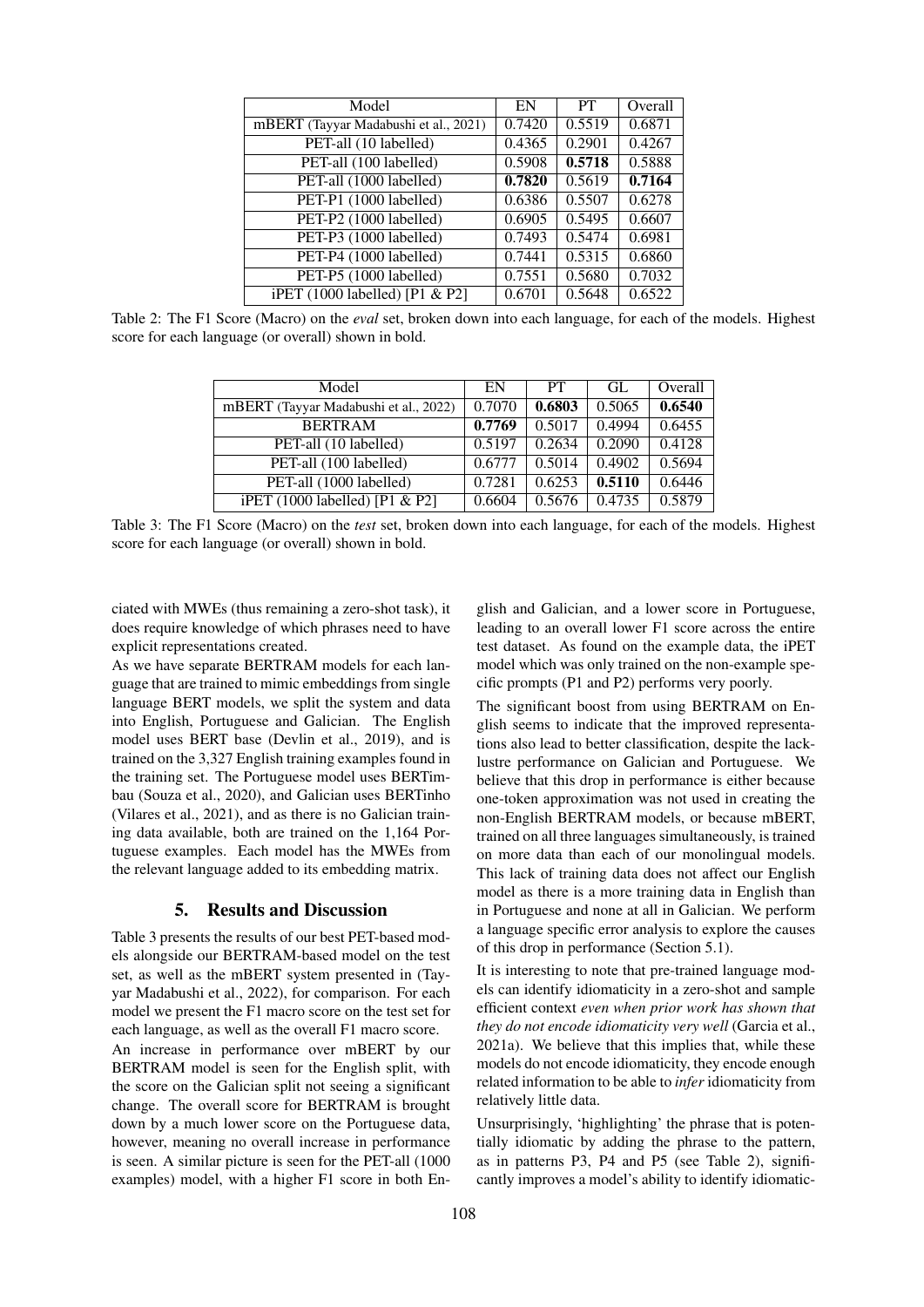| Model | EN | PT | Overall |
|---|---|---|---|
| mBERT (Tayyar Madabushi et al., 2021) | 0.7420 | 0.5519 | 0.6871 |
| PET-all (10 labelled) | 0.4365 | 0.2901 | 0.4267 |
| PET-all (100 labelled) | 0.5908 | **0.5718** | 0.5888 |
| PET-all (1000 labelled) | **0.7820** | 0.5619 | **0.7164** |
| PET-P1 (1000 labelled) | 0.6386 | 0.5507 | 0.6278 |
| PET-P2 (1000 labelled) | 0.6905 | 0.5495 | 0.6607 |
| PET-P3 (1000 labelled) | 0.7493 | 0.5474 | 0.6981 |
| PET-P4 (1000 labelled) | 0.7441 | 0.5315 | 0.6860 |
| PET-P5 (1000 labelled) | 0.7551 | 0.5680 | 0.7032 |
| iPET (1000 labelled) [P1 & P2] | 0.6701 | 0.5648 | 0.6522 |

Table 2: The F1 Score (Macro) on the *eval* set, broken down into each language, for each of the models. Highest score for each language (or overall) shown in bold.

| Model | EN | PT | GL | Overall |
|---|---|---|---|---|
| mBERT (Tayyar Madabushi et al., 2022) | 0.7070 | **0.6803** | 0.5065 | **0.6540** |
| BERTRAM | **0.7769** | 0.5017 | 0.4994 | 0.6455 |
| PET-all (10 labelled) | 0.5197 | 0.2634 | 0.2090 | 0.4128 |
| PET-all (100 labelled) | 0.6777 | 0.5014 | 0.4902 | 0.5694 |
| PET-all (1000 labelled) | 0.7281 | 0.6253 | **0.5110** | 0.6446 |
| iPET (1000 labelled) [P1 & P2] | 0.6604 | 0.5676 | 0.4735 | 0.5879 |

Table 3: The F1 Score (Macro) on the *test* set, broken down into each language, for each of the models. Highest score for each language (or overall) shown in bold.

ciated with MWEs (thus remaining a zero-shot task), it does require knowledge of which phrases need to have explicit representations created.

As we have separate BERTRAM models for each language that are trained to mimic embeddings from single language BERT models, we split the system and data into English, Portuguese and Galician. The English model uses BERT base (Devlin et al., 2019), and is trained on the 3,327 English training examples found in the training set. The Portuguese model uses BERTimbau (Souza et al., 2020), and Galician uses BERTinho (Vilares et al., 2021), and as there is no Galician training data available, both are trained on the 1,164 Portuguese examples. Each model has the MWEs from the relevant language added to its embedding matrix.

## 5. Results and Discussion

Table 3 presents the results of our best PET-based models alongside our BERTRAM-based model on the test set, as well as the mBERT system presented in (Tayyar Madabushi et al., 2022), for comparison. For each model we present the F1 macro score on the test set for each language, as well as the overall F1 macro score.

An increase in performance over mBERT by our BERTRAM model is seen for the English split, with the score on the Galician split not seeing a significant change. The overall score for BERTRAM is brought down by a much lower score on the Portuguese data, however, meaning no overall increase in performance is seen. A similar picture is seen for the PET-all (1000 examples) model, with a higher F1 score in both English and Galician, and a lower score in Portuguese, leading to an overall lower F1 score across the entire test dataset. As found on the example data, the iPET model which was only trained on the non-example specific prompts (P1 and P2) performs very poorly.

The significant boost from using BERTRAM on English seems to indicate that the improved representations also lead to better classification, despite the lacklustre performance on Galician and Portuguese. We believe that this drop in performance is either because one-token approximation was not used in creating the non-English BERTRAM models, or because mBERT, trained on all three languages simultaneously, is trained on more data than each of our monolingual models. This lack of training data does not affect our English model as there is a more training data in English than in Portuguese and none at all in Galician. We perform a language specific error analysis to explore the causes of this drop in performance (Section 5.1).

It is interesting to note that pre-trained language models can identify idiomaticity in a zero-shot and sample efficient context *even when prior work has shown that they do not encode idiomaticity very well* (Garcia et al., 2021a). We believe that this implies that, while these models do not encode idiomaticity, they encode enough related information to be able to *infer* idiomaticity from relatively little data.

Unsurprisingly, 'highlighting' the phrase that is potentially idiomatic by adding the phrase to the pattern, as in patterns P3, P4 and P5 (see Table 2), significantly improves a model's ability to identify idiomatic-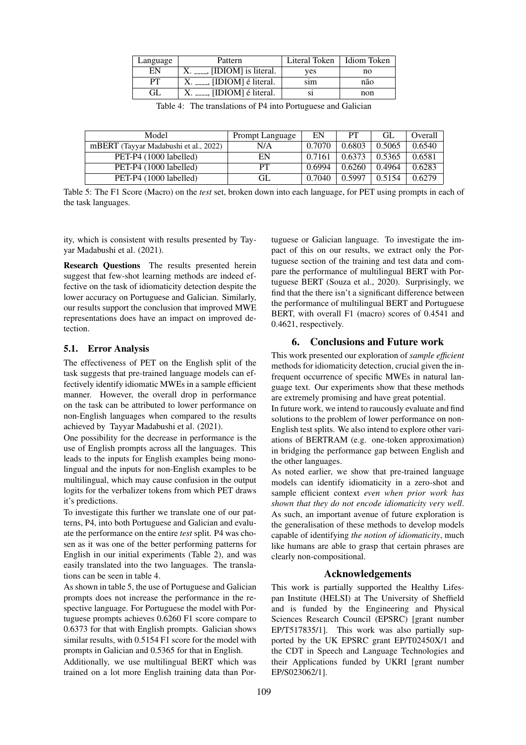| Language | Pattern | Literal Token | Idiom Token |
|---|---|---|---|
| EN | X. ____, [IDIOM] is literal. | yes | no |
| PT | X. ____, [IDIOM] é literal. | sim | não |
| GL | X. ____, [IDIOM] é literal. | si | non |

Table 4: The translations of P4 into Portuguese and Galician

| Model | Prompt Language | EN | PT | GL | Overall |
|---|---|---|---|---|---|
| mBERT (Tayyar Madabushi et al., 2022) | N/A | 0.7070 | 0.6803 | 0.5065 | 0.6540 |
| PET-P4 (1000 labelled) | EN | 0.7161 | 0.6373 | 0.5365 | 0.6581 |
| PET-P4 (1000 labelled) | PT | 0.6994 | 0.6260 | 0.4964 | 0.6283 |
| PET-P4 (1000 labelled) | GL | 0.7040 | 0.5997 | 0.5154 | 0.6279 |

Table 5: The F1 Score (Macro) on the *test* set, broken down into each language, for PET using prompts in each of the task languages.

ity, which is consistent with results presented by Tayyar Madabushi et al. (2021).

**Research Questions** The results presented herein suggest that few-shot learning methods are indeed effective on the task of idiomaticity detection despite the lower accuracy on Portuguese and Galician. Similarly, our results support the conclusion that improved MWE representations does have an impact on improved detection.

### 5.1. Error Analysis

The effectiveness of PET on the English split of the task suggests that pre-trained language models can effectively identify idiomatic MWEs in a sample efficient manner. However, the overall drop in performance on the task can be attributed to lower performance on non-English languages when compared to the results achieved by Tayyar Madabushi et al. (2021).

One possibility for the decrease in performance is the use of English prompts across all the languages. This leads to the inputs for English examples being monolingual and the inputs for non-English examples to be multilingual, which may cause confusion in the output logits for the verbalizer tokens from which PET draws it's predictions.

To investigate this further we translate one of our patterns, P4, into both Portuguese and Galician and evaluate the performance on the entire *test* split. P4 was chosen as it was one of the better performing patterns for English in our initial experiments (Table 2), and was easily translated into the two languages. The translations can be seen in table 4.

As shown in table 5, the use of Portuguese and Galician prompts does not increase the performance in the respective language. For Portuguese the model with Portuguese prompts achieves 0.6260 F1 score compare to 0.6373 for that with English prompts. Galician shows similar results, with 0.5154 F1 score for the model with prompts in Galician and 0.5365 for that in English.

Additionally, we use multilingual BERT which was trained on a lot more English training data than Portuguese or Galician language. To investigate the impact of this on our results, we extract only the Portuguese section of the training and test data and compare the performance of multilingual BERT with Portuguese BERT (Souza et al., 2020). Surprisingly, we find that the there isn't a significant difference between the performance of multilingual BERT and Portuguese BERT, with overall F1 (macro) scores of 0.4541 and 0.4621, respectively.

## 6. Conclusions and Future work

This work presented our exploration of *sample efficient* methods for idiomaticity detection, crucial given the infrequent occurrence of specific MWEs in natural language text. Our experiments show that these methods are extremely promising and have great potential.

In future work, we intend to raucously evaluate and find solutions to the problem of lower performance on non-English test splits. We also intend to explore other variations of BERTRAM (e.g. one-token approximation) in bridging the performance gap between English and the other languages.

As noted earlier, we show that pre-trained language models can identify idiomaticity in a zero-shot and sample efficient context *even when prior work has shown that they do not encode idiomaticity very well*. As such, an important avenue of future exploration is the generalisation of these methods to develop models capable of identifying *the notion of idiomaticity*, much like humans are able to grasp that certain phrases are clearly non-compositional.

## Acknowledgements

This work is partially supported the Healthy Lifespan Institute (HELSI) at The University of Sheffield and is funded by the Engineering and Physical Sciences Research Council (EPSRC) [grant number EP/T517835/1]. This work was also partially supported by the UK EPSRC grant EP/T02450X/1 and the CDT in Speech and Language Technologies and their Applications funded by UKRI [grant number EP/S023062/1].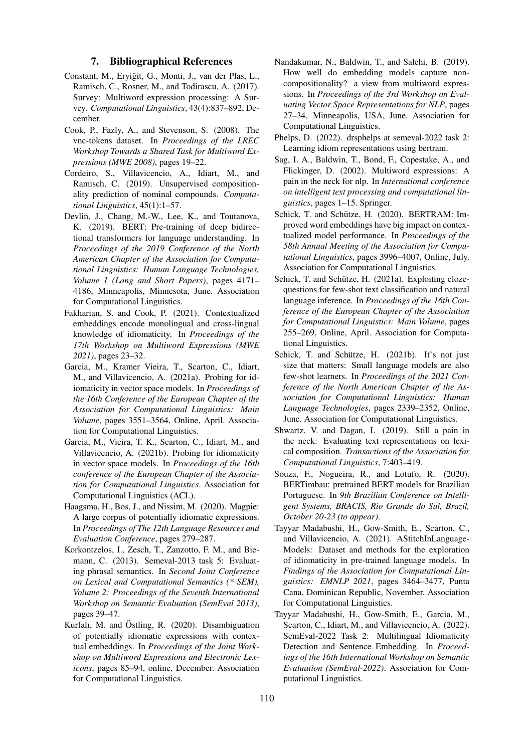## 7. Bibliographical References

Constant, M., Eryiğit, G., Monti, J., van der Plas, L., Ramisch, C., Rosner, M., and Todirascu, A. (2017). Survey: Multiword expression processing: A Survey. *Computational Linguistics*, 43(4):837–892, December.

Cook, P., Fazly, A., and Stevenson, S. (2008). The vnc-tokens dataset. In *Proceedings of the LREC Workshop Towards a Shared Task for Multiword Expressions (MWE 2008)*, pages 19–22.

Cordeiro, S., Villavicencio, A., Idiart, M., and Ramisch, C. (2019). Unsupervised compositionality prediction of nominal compounds. *Computational Linguistics*, 45(1):1–57.

Devlin, J., Chang, M.-W., Lee, K., and Toutanova, K. (2019). BERT: Pre-training of deep bidirectional transformers for language understanding. In *Proceedings of the 2019 Conference of the North American Chapter of the Association for Computational Linguistics: Human Language Technologies, Volume 1 (Long and Short Papers)*, pages 4171–4186, Minneapolis, Minnesota, June. Association for Computational Linguistics.

Fakharian, S. and Cook, P. (2021). Contextualized embeddings encode monolingual and cross-lingual knowledge of idiomaticity. In *Proceedings of the 17th Workshop on Multiword Expressions (MWE 2021)*, pages 23–32.

Garcia, M., Kramer Vieira, T., Scarton, C., Idiart, M., and Villavicencio, A. (2021a). Probing for idiomaticity in vector space models. In *Proceedings of the 16th Conference of the European Chapter of the Association for Computational Linguistics: Main Volume*, pages 3551–3564, Online, April. Association for Computational Linguistics.

Garcia, M., Vieira, T. K., Scarton, C., Idiart, M., and Villavicencio, A. (2021b). Probing for idiomaticity in vector space models. In *Proceedings of the 16th conference of the European Chapter of the Association for Computational Linguistics*. Association for Computational Linguistics (ACL).

Haagsma, H., Bos, J., and Nissim, M. (2020). Magpie: A large corpus of potentially idiomatic expressions. In *Proceedings of The 12th Language Resources and Evaluation Conference*, pages 279–287.

Korkontzelos, I., Zesch, T., Zanzotto, F. M., and Biemann, C. (2013). Semeval-2013 task 5: Evaluating phrasal semantics. In *Second Joint Conference on Lexical and Computational Semantics (* SEM), Volume 2: Proceedings of the Seventh International Workshop on Semantic Evaluation (SemEval 2013)*, pages 39–47.

Kurfalı, M. and Östling, R. (2020). Disambiguation of potentially idiomatic expressions with contextual embeddings. In *Proceedings of the Joint Workshop on Multiword Expressions and Electronic Lexicons*, pages 85–94, online, December. Association for Computational Linguistics.

Nandakumar, N., Baldwin, T., and Salehi, B. (2019). How well do embedding models capture non-compositionality? a view from multiword expressions. In *Proceedings of the 3rd Workshop on Evaluating Vector Space Representations for NLP*, pages 27–34, Minneapolis, USA, June. Association for Computational Linguistics.

Phelps, D. (2022). drsphelps at semeval-2022 task 2: Learning idiom representations using bertram.

Sag, I. A., Baldwin, T., Bond, F., Copestake, A., and Flickinger, D. (2002). Multiword expressions: A pain in the neck for nlp. In *International conference on intelligent text processing and computational linguistics*, pages 1–15. Springer.

Schick, T. and Schütze, H. (2020). BERTRAM: Improved word embeddings have big impact on contextualized model performance. In *Proceedings of the 58th Annual Meeting of the Association for Computational Linguistics*, pages 3996–4007, Online, July. Association for Computational Linguistics.

Schick, T. and Schütze, H. (2021a). Exploiting cloze-questions for few-shot text classification and natural language inference. In *Proceedings of the 16th Conference of the European Chapter of the Association for Computational Linguistics: Main Volume*, pages 255–269, Online, April. Association for Computational Linguistics.

Schick, T. and Schütze, H. (2021b). It's not just size that matters: Small language models are also few-shot learners. In *Proceedings of the 2021 Conference of the North American Chapter of the Association for Computational Linguistics: Human Language Technologies*, pages 2339–2352, Online, June. Association for Computational Linguistics.

Shwartz, V. and Dagan, I. (2019). Still a pain in the neck: Evaluating text representations on lexical composition. *Transactions of the Association for Computational Linguistics*, 7:403–419.

Souza, F., Nogueira, R., and Lotufo, R. (2020). BERTimbau: pretrained BERT models for Brazilian Portuguese. In *9th Brazilian Conference on Intelligent Systems, BRACIS, Rio Grande do Sul, Brazil, October 20-23 (to appear)*.

Tayyar Madabushi, H., Gow-Smith, E., Scarton, C., and Villavicencio, A. (2021). AStitchInLanguageModels: Dataset and methods for the exploration of idiomaticity in pre-trained language models. In *Findings of the Association for Computational Linguistics: EMNLP 2021*, pages 3464–3477, Punta Cana, Dominican Republic, November. Association for Computational Linguistics.

Tayyar Madabushi, H., Gow-Smith, E., Garcia, M., Scarton, C., Idiart, M., and Villavicencio, A. (2022). SemEval-2022 Task 2: Multilingual Idiomaticity Detection and Sentence Embedding. In *Proceedings of the 16th International Workshop on Semantic Evaluation (SemEval-2022)*. Association for Computational Linguistics.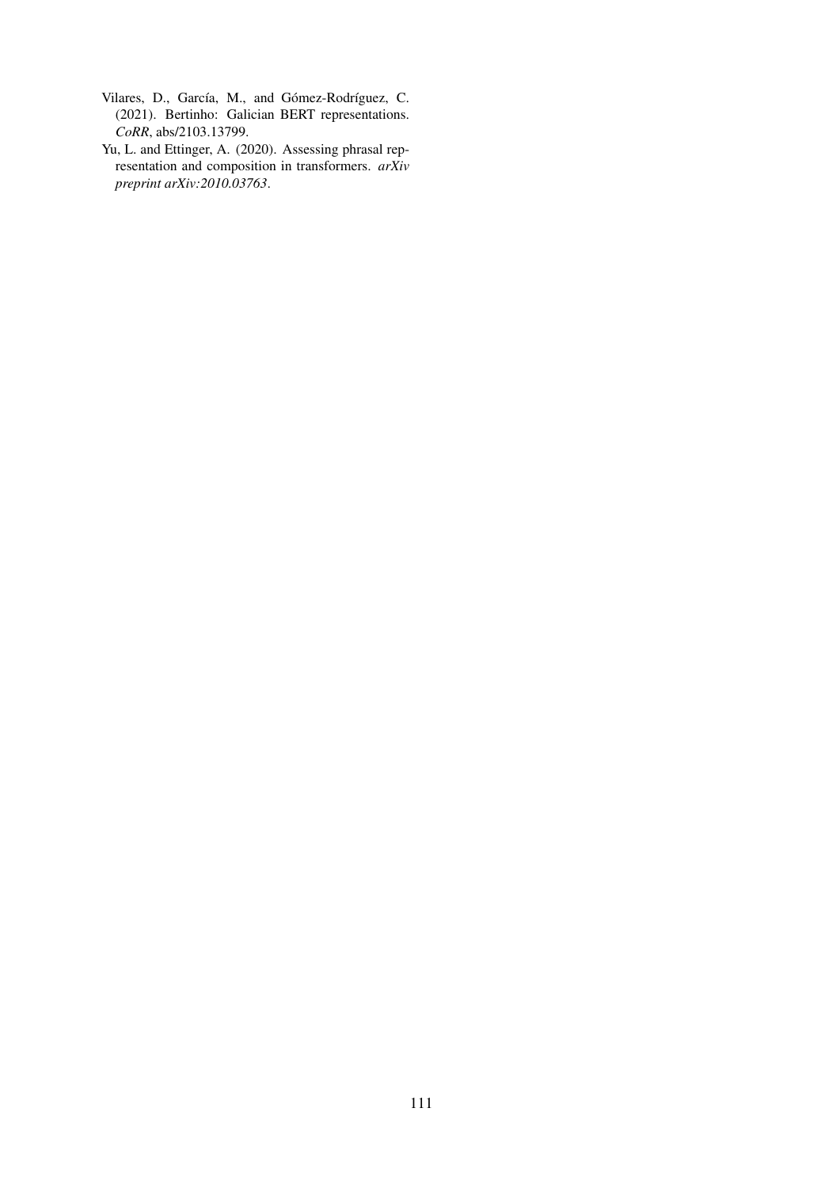Vilares, D., García, M., and Gómez-Rodríguez, C. (2021). Bertinho: Galician BERT representations. *CoRR*, abs/2103.13799.

Yu, L. and Ettinger, A. (2020). Assessing phrasal representation and composition in transformers. *arXiv preprint arXiv:2010.03763*.